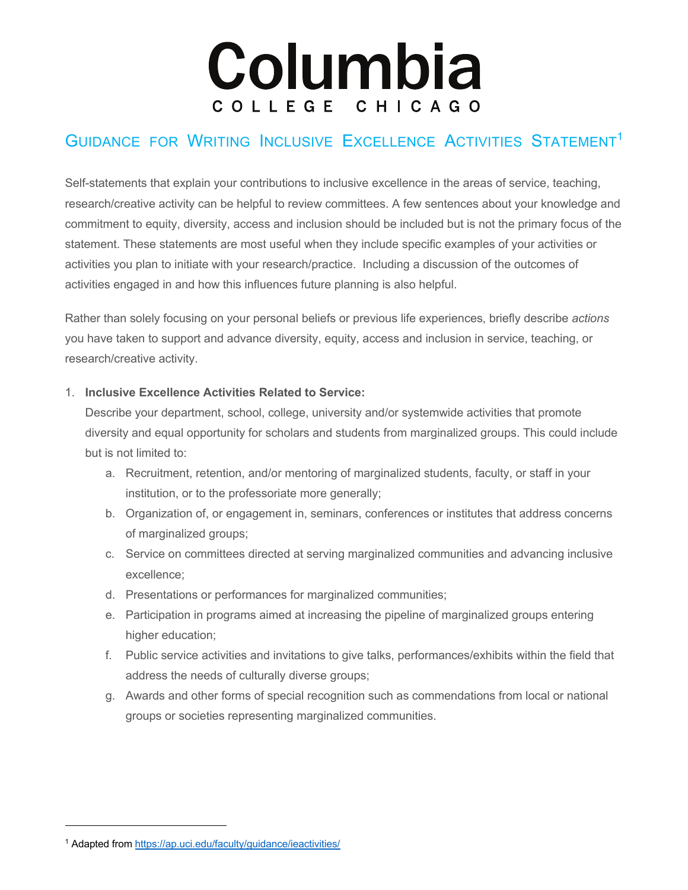# Columbia
COLLEGE CHICAGO

## Guidance for Writing Inclusive Excellence Activities Statement[1]

Self-statements that explain your contributions to inclusive excellence in the areas of service, teaching, research/creative activity can be helpful to review committees. A few sentences about your knowledge and commitment to equity, diversity, access and inclusion should be included but is not the primary focus of the statement. These statements are most useful when they include specific examples of your activities or activities you plan to initiate with your research/practice. Including a discussion of the outcomes of activities engaged in and how this influences future planning is also helpful.

Rather than solely focusing on your personal beliefs or previous life experiences, briefly describe *actions* you have taken to support and advance diversity, equity, access and inclusion in service, teaching, or research/creative activity.

1. **Inclusive Excellence Activities Related to Service:**
   Describe your department, school, college, university and/or systemwide activities that promote diversity and equal opportunity for scholars and students from marginalized groups. This could include but is not limited to:
   a. Recruitment, retention, and/or mentoring of marginalized students, faculty, or staff in your institution, or to the professoriate more generally;
   b. Organization of, or engagement in, seminars, conferences or institutes that address concerns of marginalized groups;
   c. Service on committees directed at serving marginalized communities and advancing inclusive excellence;
   d. Presentations or performances for marginalized communities;
   e. Participation in programs aimed at increasing the pipeline of marginalized groups entering higher education;
   f. Public service activities and invitations to give talks, performances/exhibits within the field that address the needs of culturally diverse groups;
   g. Awards and other forms of special recognition such as commendations from local or national groups or societies representing marginalized communities.

[1] Adapted from https://ap.uci.edu/faculty/guidance/ieactivities/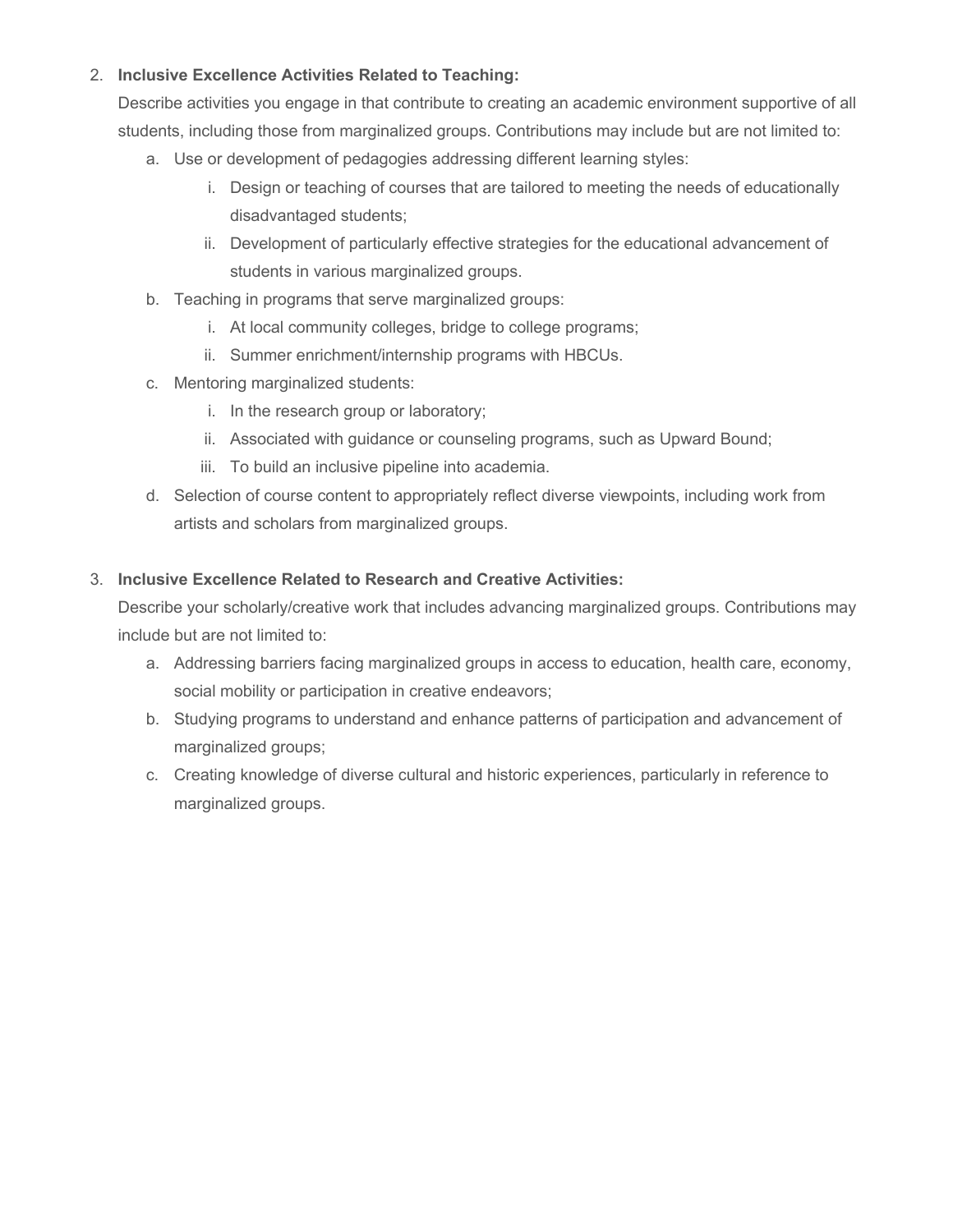2. **Inclusive Excellence Activities Related to Teaching:**
   Describe activities you engage in that contribute to creating an academic environment supportive of all students, including those from marginalized groups. Contributions may include but are not limited to:
   a. Use or development of pedagogies addressing different learning styles:
      i. Design or teaching of courses that are tailored to meeting the needs of educationally disadvantaged students;
      ii. Development of particularly effective strategies for the educational advancement of students in various marginalized groups.
   b. Teaching in programs that serve marginalized groups:
      i. At local community colleges, bridge to college programs;
      ii. Summer enrichment/internship programs with HBCUs.
   c. Mentoring marginalized students:
      i. In the research group or laboratory;
      ii. Associated with guidance or counseling programs, such as Upward Bound;
      iii. To build an inclusive pipeline into academia.
   d. Selection of course content to appropriately reflect diverse viewpoints, including work from artists and scholars from marginalized groups.

3. **Inclusive Excellence Related to Research and Creative Activities:**
   Describe your scholarly/creative work that includes advancing marginalized groups. Contributions may include but are not limited to:
   a. Addressing barriers facing marginalized groups in access to education, health care, economy, social mobility or participation in creative endeavors;
   b. Studying programs to understand and enhance patterns of participation and advancement of marginalized groups;
   c. Creating knowledge of diverse cultural and historic experiences, particularly in reference to marginalized groups.